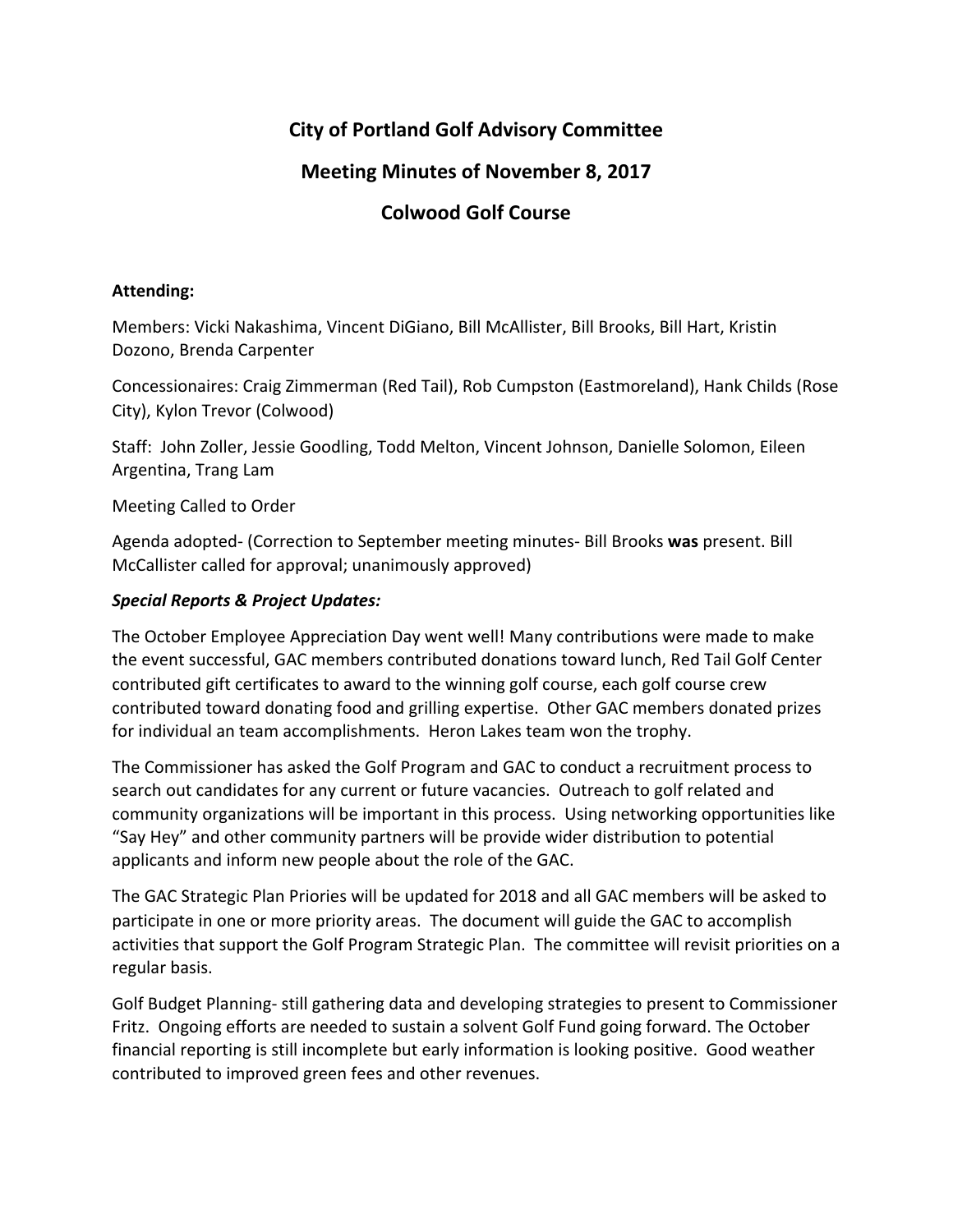# City of Portland Golf Advisory Committee

## Meeting Minutes of November 8, 2017

## Colwood Golf Course

**Attending:**

Members: Vicki Nakashima, Vincent DiGiano, Bill McAllister, Bill Brooks, Bill Hart, Kristin Dozono, Brenda Carpenter

Concessionaires: Craig Zimmerman (Red Tail), Rob Cumpston (Eastmoreland), Hank Childs (Rose City), Kylon Trevor (Colwood)

Staff: John Zoller, Jessie Goodling, Todd Melton, Vincent Johnson, Danielle Solomon, Eileen Argentina, Trang Lam

Meeting Called to Order

Agenda adopted- (Correction to September meeting minutes- Bill Brooks **was** present. Bill McCallister called for approval; unanimously approved)

***Special Reports & Project Updates:***

The October Employee Appreciation Day went well! Many contributions were made to make the event successful, GAC members contributed donations toward lunch, Red Tail Golf Center contributed gift certificates to award to the winning golf course, each golf course crew contributed toward donating food and grilling expertise. Other GAC members donated prizes for individual an team accomplishments. Heron Lakes team won the trophy.

The Commissioner has asked the Golf Program and GAC to conduct a recruitment process to search out candidates for any current or future vacancies. Outreach to golf related and community organizations will be important in this process. Using networking opportunities like "Say Hey" and other community partners will be provide wider distribution to potential applicants and inform new people about the role of the GAC.

The GAC Strategic Plan Priories will be updated for 2018 and all GAC members will be asked to participate in one or more priority areas. The document will guide the GAC to accomplish activities that support the Golf Program Strategic Plan. The committee will revisit priorities on a regular basis.

Golf Budget Planning- still gathering data and developing strategies to present to Commissioner Fritz. Ongoing efforts are needed to sustain a solvent Golf Fund going forward. The October financial reporting is still incomplete but early information is looking positive. Good weather contributed to improved green fees and other revenues.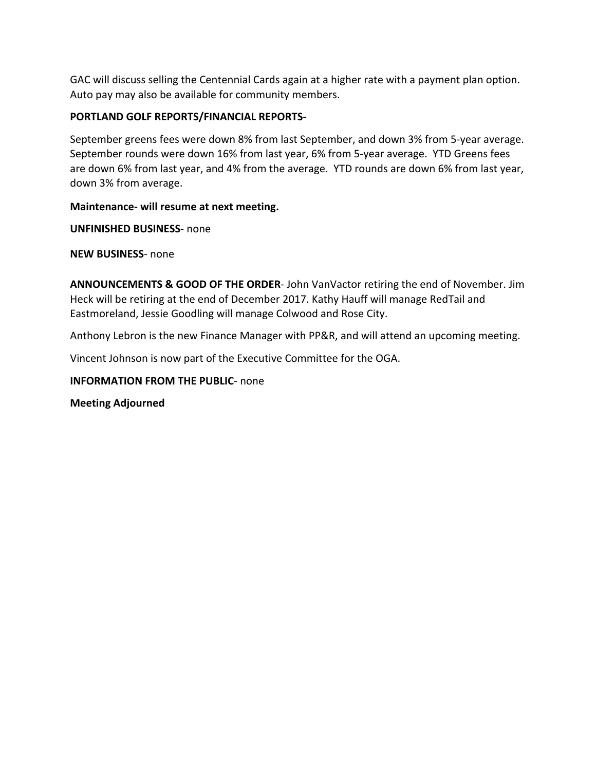GAC will discuss selling the Centennial Cards again at a higher rate with a payment plan option. Auto pay may also be available for community members.

**PORTLAND GOLF REPORTS/FINANCIAL REPORTS-**

September greens fees were down 8% from last September, and down 3% from 5-year average. September rounds were down 16% from last year, 6% from 5-year average. YTD Greens fees are down 6% from last year, and 4% from the average. YTD rounds are down 6% from last year, down 3% from average.

**Maintenance- will resume at next meeting.**

**UNFINISHED BUSINESS**- none

**NEW BUSINESS**- none

**ANNOUNCEMENTS & GOOD OF THE ORDER**- John VanVactor retiring the end of November. Jim Heck will be retiring at the end of December 2017. Kathy Hauff will manage RedTail and Eastmoreland, Jessie Goodling will manage Colwood and Rose City.

Anthony Lebron is the new Finance Manager with PP&R, and will attend an upcoming meeting.

Vincent Johnson is now part of the Executive Committee for the OGA.

**INFORMATION FROM THE PUBLIC**- none

**Meeting Adjourned**